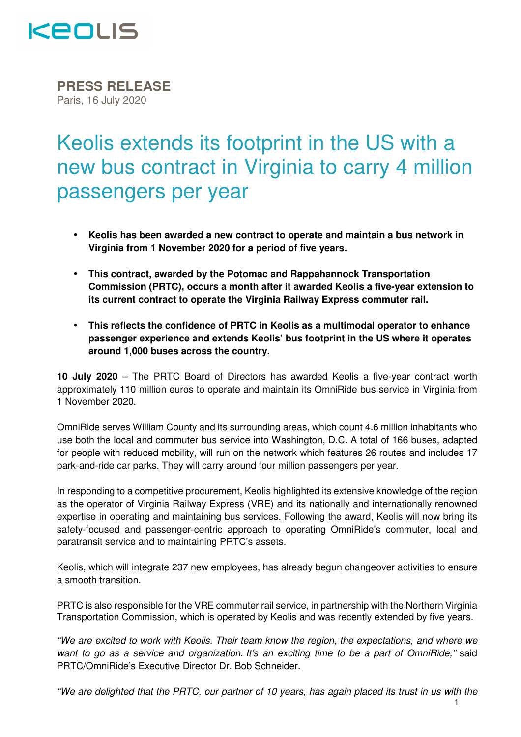KEOLIS

**PRESS RELEASE**
Paris, 16 July 2020

# Keolis extends its footprint in the US with a new bus contract in Virginia to carry 4 million passengers per year

- **Keolis has been awarded a new contract to operate and maintain a bus network in Virginia from 1 November 2020 for a period of five years.**
- **This contract, awarded by the Potomac and Rappahannock Transportation Commission (PRTC), occurs a month after it awarded Keolis a five-year extension to its current contract to operate the Virginia Railway Express commuter rail.**
- **This reflects the confidence of PRTC in Keolis as a multimodal operator to enhance passenger experience and extends Keolis' bus footprint in the US where it operates around 1,000 buses across the country.**

**10 July 2020** – The PRTC Board of Directors has awarded Keolis a five-year contract worth approximately 110 million euros to operate and maintain its OmniRide bus service in Virginia from 1 November 2020.

OmniRide serves William County and its surrounding areas, which count 4.6 million inhabitants who use both the local and commuter bus service into Washington, D.C. A total of 166 buses, adapted for people with reduced mobility, will run on the network which features 26 routes and includes 17 park-and-ride car parks. They will carry around four million passengers per year.

In responding to a competitive procurement, Keolis highlighted its extensive knowledge of the region as the operator of Virginia Railway Express (VRE) and its nationally and internationally renowned expertise in operating and maintaining bus services. Following the award, Keolis will now bring its safety-focused and passenger-centric approach to operating OmniRide's commuter, local and paratransit service and to maintaining PRTC's assets.

Keolis, which will integrate 237 new employees, has already begun changeover activities to ensure a smooth transition.

PRTC is also responsible for the VRE commuter rail service, in partnership with the Northern Virginia Transportation Commission, which is operated by Keolis and was recently extended by five years.

*"We are excited to work with Keolis. Their team know the region, the expectations, and where we want to go as a service and organization. It's an exciting time to be a part of OmniRide,"* said PRTC/OmniRide's Executive Director Dr. Bob Schneider.

*"We are delighted that the PRTC, our partner of 10 years, has again placed its trust in us with the*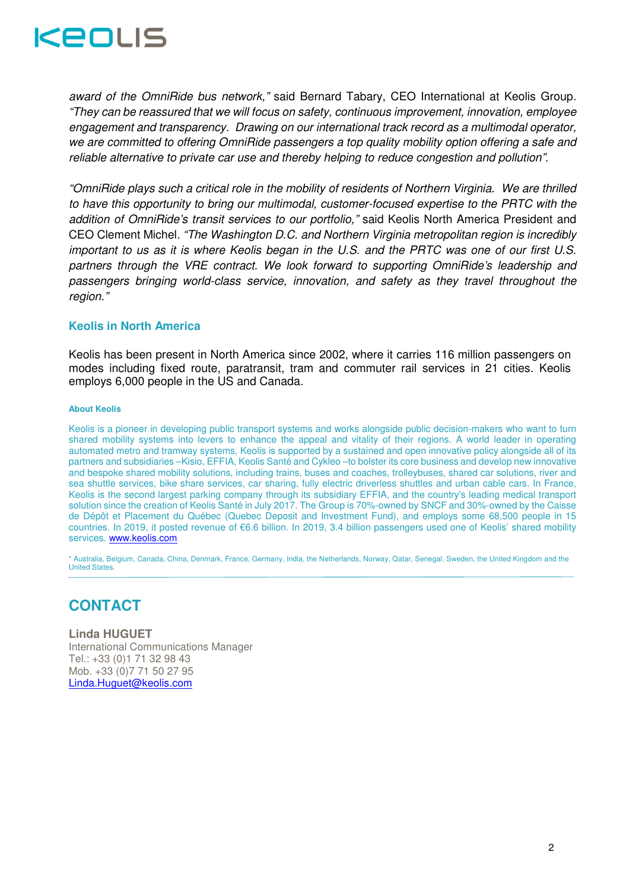*award of the OmniRide bus network,"* said Bernard Tabary, CEO International at Keolis Group. *"They can be reassured that we will focus on safety, continuous improvement, innovation, employee engagement and transparency. Drawing on our international track record as a multimodal operator, we are committed to offering OmniRide passengers a top quality mobility option offering a safe and reliable alternative to private car use and thereby helping to reduce congestion and pollution".*

*"OmniRide plays such a critical role in the mobility of residents of Northern Virginia. We are thrilled to have this opportunity to bring our multimodal, customer-focused expertise to the PRTC with the addition of OmniRide's transit services to our portfolio,"* said Keolis North America President and CEO Clement Michel. *"The Washington D.C. and Northern Virginia metropolitan region is incredibly important to us as it is where Keolis began in the U.S. and the PRTC was one of our first U.S. partners through the VRE contract. We look forward to supporting OmniRide's leadership and passengers bringing world-class service, innovation, and safety as they travel throughout the region."*

## Keolis in North America

Keolis has been present in North America since 2002, where it carries 116 million passengers on modes including fixed route, paratransit, tram and commuter rail services in 21 cities. Keolis employs 6,000 people in the US and Canada.

#### About Keolis

Keolis is a pioneer in developing public transport systems and works alongside public decision-makers who want to turn shared mobility systems into levers to enhance the appeal and vitality of their regions. A world leader in operating automated metro and tramway systems, Keolis is supported by a sustained and open innovative policy alongside all of its partners and subsidiaries –Kisio, EFFIA, Keolis Santé and Cykleo –to bolster its core business and develop new innovative and bespoke shared mobility solutions, including trains, buses and coaches, trolleybuses, shared car solutions, river and sea shuttle services, bike share services, car sharing, fully electric driverless shuttles and urban cable cars. In France, Keolis is the second largest parking company through its subsidiary EFFIA, and the country's leading medical transport solution since the creation of Keolis Santé in July 2017. The Group is 70%-owned by SNCF and 30%-owned by the Caisse de Dépôt et Placement du Québec (Quebec Deposit and Investment Fund), and employs some 68,500 people in 15 countries. In 2019, it posted revenue of €6.6 billion. In 2019, 3.4 billion passengers used one of Keolis' shared mobility services. www.keolis.com

* Australia, Belgium, Canada, China, Denmark, France, Germany, India, the Netherlands, Norway, Qatar, Senegal, Sweden, the United Kingdom and the United States.

## CONTACT

**Linda HUGUET**
International Communications Manager
Tel.: +33 (0)1 71 32 98 43
Mob. +33 (0)7 71 50 27 95
Linda.Huguet@keolis.com